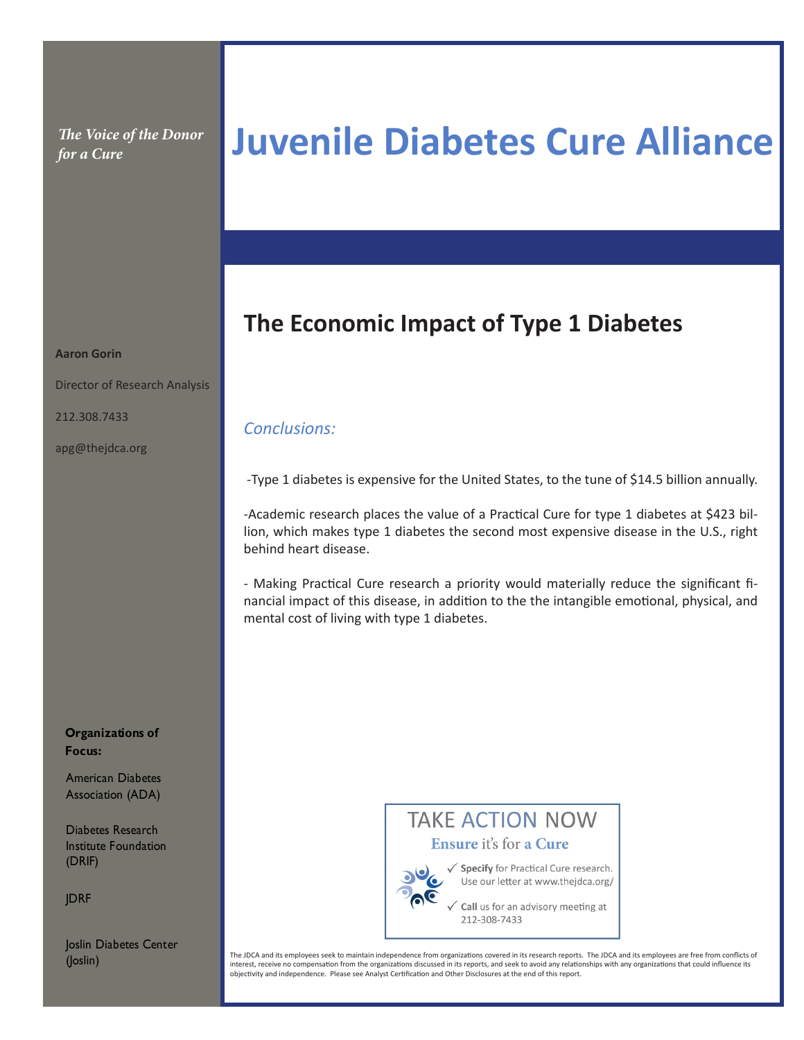*The Voice of the Donor for a Cure*

# Juvenile Diabetes Cure Alliance

## The Economic Impact of Type 1 Diabetes

**Aaron Gorin**

Director of Research Analysis

212.308.7433

apg@thejdca.org

*Conclusions:*

-Type 1 diabetes is expensive for the United States, to the tune of $14.5 billion annually.

-Academic research places the value of a Practical Cure for type 1 diabetes at $423 billion, which makes type 1 diabetes the second most expensive disease in the U.S., right behind heart disease.

- Making Practical Cure research a priority would materially reduce the significant financial impact of this disease, in addition to the the intangible emotional, physical, and mental cost of living with type 1 diabetes.

**Organizations of Focus:**

American Diabetes Association (ADA)

Diabetes Research Institute Foundation (DRIF)

JDRF

Joslin Diabetes Center (Joslin)

TAKE ACTION NOW

**Ensure** it's for **a Cure**

✓ **Specify** for Practical Cure research. Use our letter at www.thejdca.org/

✓ **Call** us for an advisory meeting at 212-308-7433

The JDCA and its employees seek to maintain independence from organizations covered in its research reports. The JDCA and its employees are free from conflicts of interest, receive no compensation from the organizations discussed in its reports, and seek to avoid any relationships with any organizations that could influence its objectivity and independence. Please see Analyst Certification and Other Disclosures at the end of this report.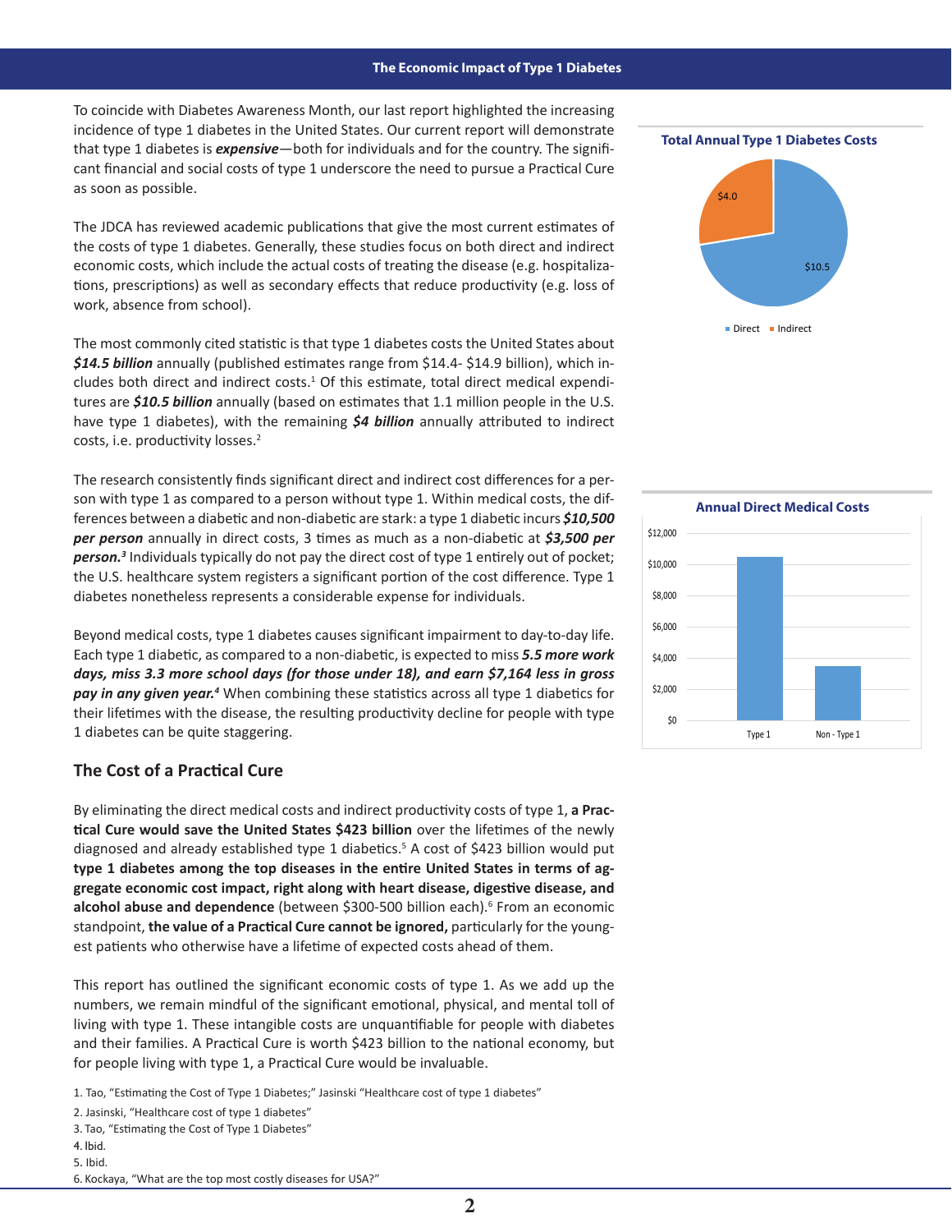To coincide with Diabetes Awareness Month, our last report highlighted the increasing incidence of type 1 diabetes in the United States. Our current report will demonstrate that type 1 diabetes is ***expensive***—both for individuals and for the country. The significant financial and social costs of type 1 underscore the need to pursue a Practical Cure as soon as possible.

The JDCA has reviewed academic publications that give the most current estimates of the costs of type 1 diabetes. Generally, these studies focus on both direct and indirect economic costs, which include the actual costs of treating the disease (e.g. hospitalizations, prescriptions) as well as secondary effects that reduce productivity (e.g. loss of work, absence from school).

The most commonly cited statistic is that type 1 diabetes costs the United States about ***$14.5 billion*** annually (published estimates range from $14.4- $14.9 billion), which includes both direct and indirect costs.[1] Of this estimate, total direct medical expenditures are ***$10.5 billion*** annually (based on estimates that 1.1 million people in the U.S. have type 1 diabetes), with the remaining ***$4 billion*** annually attributed to indirect costs, i.e. productivity losses.[2]

The research consistently finds significant direct and indirect cost differences for a person with type 1 as compared to a person without type 1. Within medical costs, the differences between a diabetic and non-diabetic are stark: a type 1 diabetic incurs ***$10,500 per person*** annually in direct costs, 3 times as much as a non-diabetic at ***$3,500 per person.***[3] Individuals typically do not pay the direct cost of type 1 entirely out of pocket; the U.S. healthcare system registers a significant portion of the cost difference. Type 1 diabetes nonetheless represents a considerable expense for individuals.

Beyond medical costs, type 1 diabetes causes significant impairment to day-to-day life. Each type 1 diabetic, as compared to a non-diabetic, is expected to miss ***5.5 more work days, miss 3.3 more school days (for those under 18), and earn $7,164 less in gross pay in any given year.***[4] When combining these statistics across all type 1 diabetics for their lifetimes with the disease, the resulting productivity decline for people with type 1 diabetes can be quite staggering.

**Total Annual Type 1 Diabetes Costs**

| | Billions |
|---|---|
| Direct | $10.5 |
| Indirect | $4.0 |

**Annual Direct Medical Costs**

| | Annual Direct Medical Costs |
|---|---|
| Type 1 | $10,500 |
| Non - Type 1 | $3,500 |

## The Cost of a Practical Cure

By eliminating the direct medical costs and indirect productivity costs of type 1, **a Practical Cure would save the United States $423 billion** over the lifetimes of the newly diagnosed and already established type 1 diabetics.[5] A cost of $423 billion would put **type 1 diabetes among the top diseases in the entire United States in terms of aggregate economic cost impact, right along with heart disease, digestive disease, and alcohol abuse and dependence** (between $300-500 billion each).[6] From an economic standpoint, **the value of a Practical Cure cannot be ignored,** particularly for the youngest patients who otherwise have a lifetime of expected costs ahead of them.

This report has outlined the significant economic costs of type 1. As we add up the numbers, we remain mindful of the significant emotional, physical, and mental toll of living with type 1. These intangible costs are unquantifiable for people with diabetes and their families. A Practical Cure is worth $423 billion to the national economy, but for people living with type 1, a Practical Cure would be invaluable.

1. Tao, "Estimating the Cost of Type 1 Diabetes;" Jasinski "Healthcare cost of type 1 diabetes"
2. Jasinski, "Healthcare cost of type 1 diabetes"
3. Tao, "Estimating the Cost of Type 1 Diabetes"
4. Ibid.
5. Ibid.
6. Kockaya, "What are the top most costly diseases for USA?"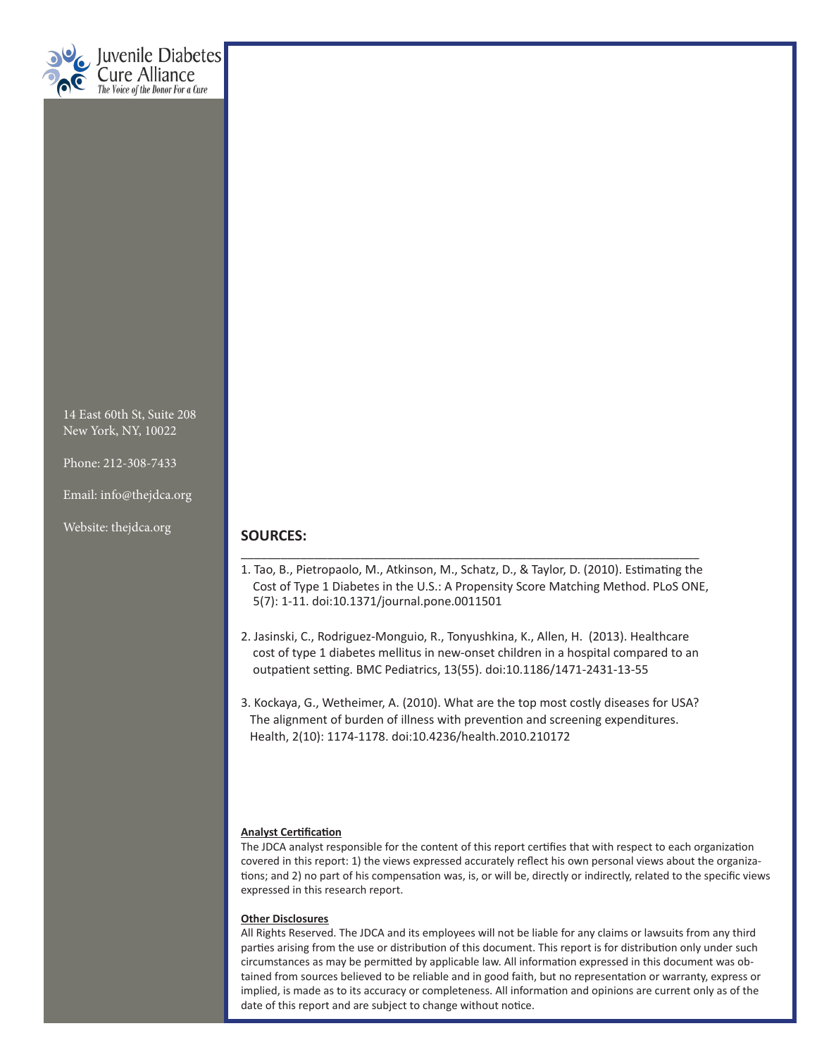Juvenile Diabetes Cure Alliance
*The Voice of the Donor For a Cure*

14 East 60th St, Suite 208
New York, NY, 10022

Phone: 212-308-7433

Email: info@thejdca.org

Website: thejdca.org

## SOURCES:

1. Tao, B., Pietropaolo, M., Atkinson, M., Schatz, D., & Taylor, D. (2010). Estimating the Cost of Type 1 Diabetes in the U.S.: A Propensity Score Matching Method. PLoS ONE, 5(7): 1-11. doi:10.1371/journal.pone.0011501

2. Jasinski, C., Rodriguez-Monguio, R., Tonyushkina, K., Allen, H. (2013). Healthcare cost of type 1 diabetes mellitus in new-onset children in a hospital compared to an outpatient setting. BMC Pediatrics, 13(55). doi:10.1186/1471-2431-13-55

3. Kockaya, G., Wetheimer, A. (2010). What are the top most costly diseases for USA? The alignment of burden of illness with prevention and screening expenditures. Health, 2(10): 1174-1178. doi:10.4236/health.2010.210172

**Analyst Certification**

The JDCA analyst responsible for the content of this report certifies that with respect to each organization covered in this report: 1) the views expressed accurately reflect his own personal views about the organizations; and 2) no part of his compensation was, is, or will be, directly or indirectly, related to the specific views expressed in this research report.

**Other Disclosures**

All Rights Reserved. The JDCA and its employees will not be liable for any claims or lawsuits from any third parties arising from the use or distribution of this document. This report is for distribution only under such circumstances as may be permitted by applicable law. All information expressed in this document was obtained from sources believed to be reliable and in good faith, but no representation or warranty, express or implied, is made as to its accuracy or completeness. All information and opinions are current only as of the date of this report and are subject to change without notice.